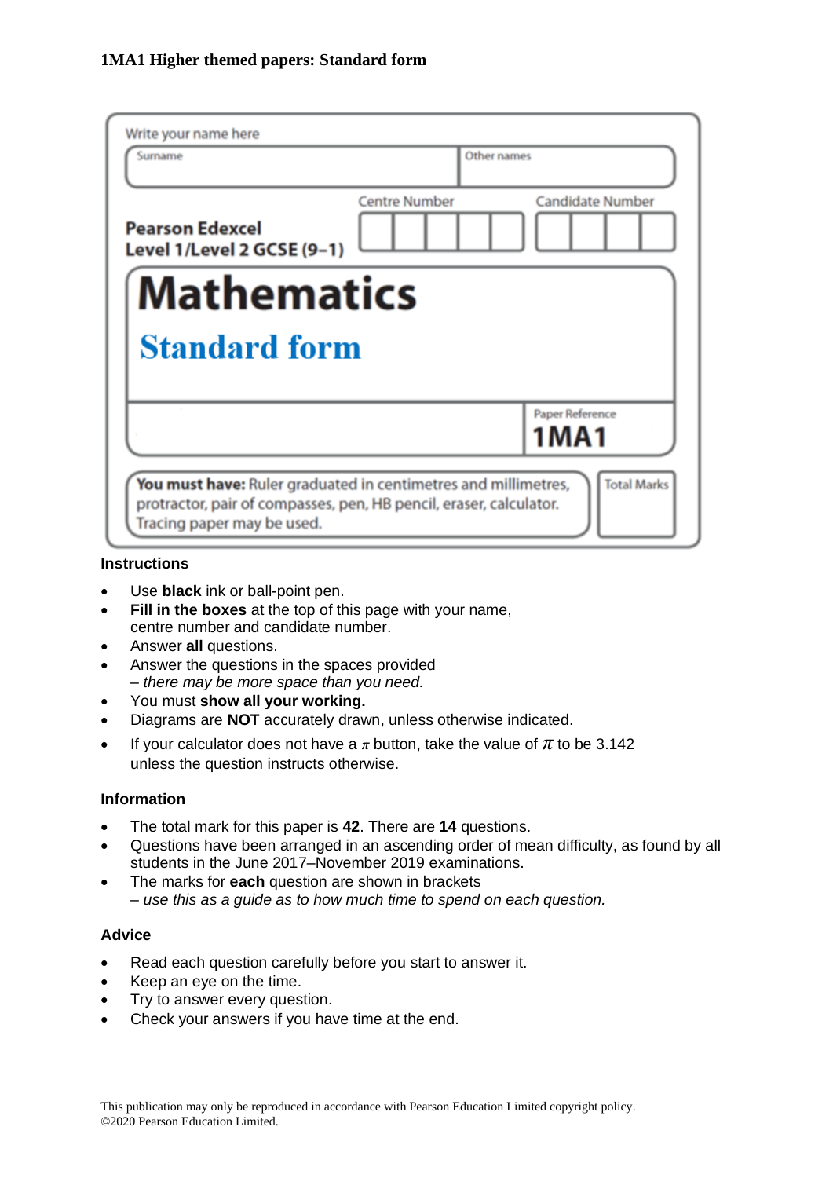**1MA1 Higher themed papers: Standard form**

Write your name here

| Surname | Other names |
|---|---|
| | |

**Pearson Edexcel**
**Level 1/Level 2 GCSE (9–1)**

Centre Number | Candidate Number

# Mathematics

## Standard form

Paper Reference **1MA1**

**You must have:** Ruler graduated in centimetres and millimetres, protractor, pair of compasses, pen, HB pencil, eraser, calculator. Tracing paper may be used.

Total Marks

### Instructions

- Use **black** ink or ball-point pen.
- **Fill in the boxes** at the top of this page with your name, centre number and candidate number.
- Answer **all** questions.
- Answer the questions in the spaces provided
  *– there may be more space than you need.*
- You must **show all your working.**
- Diagrams are **NOT** accurately drawn, unless otherwise indicated.
- If your calculator does not have a $\pi$ button, take the value of $\pi$ to be 3.142 unless the question instructs otherwise.

### Information

- The total mark for this paper is **42**. There are **14** questions.
- Questions have been arranged in an ascending order of mean difficulty, as found by all students in the June 2017–November 2019 examinations.
- The marks for **each** question are shown in brackets
  *– use this as a guide as to how much time to spend on each question.*

### Advice

- Read each question carefully before you start to answer it.
- Keep an eye on the time.
- Try to answer every question.
- Check your answers if you have time at the end.

This publication may only be reproduced in accordance with Pearson Education Limited copyright policy.
©2020 Pearson Education Limited.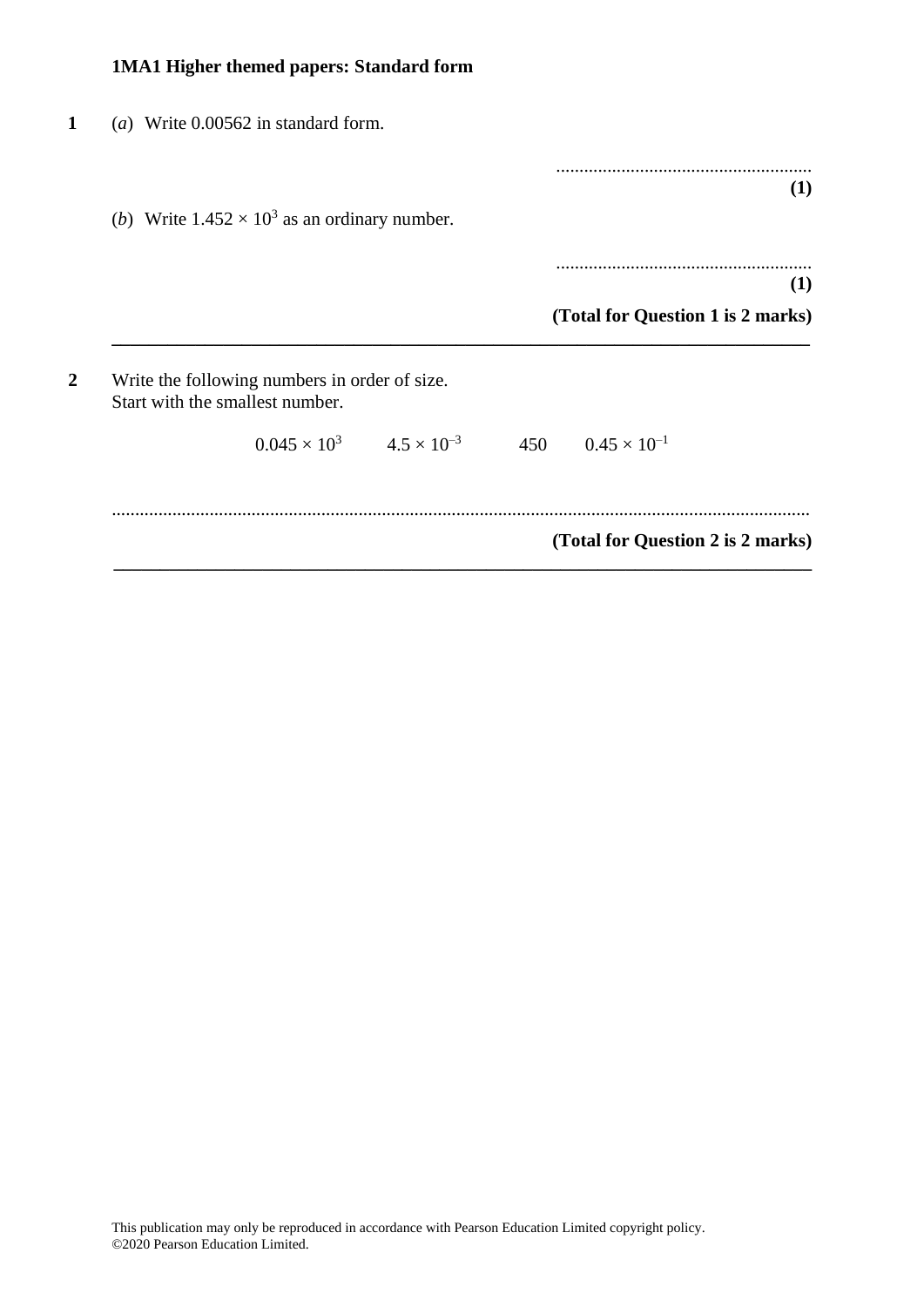**1MA1 Higher themed papers: Standard form**

**1** (*a*) Write 0.00562 in standard form.

.......................................................
**(1)**

(*b*) Write $1.452 \times 10^3$ as an ordinary number.

.......................................................
**(1)**

**(Total for Question 1 is 2 marks)**

---

**2** Write the following numbers in order of size.
Start with the smallest number.

$0.045 \times 10^3$ $\quad$ $4.5 \times 10^{-3}$ $\quad$ 450 $\quad$ $0.45 \times 10^{-1}$

..........................................................................................................................................

**(Total for Question 2 is 2 marks)**

---

This publication may only be reproduced in accordance with Pearson Education Limited copyright policy.
©2020 Pearson Education Limited.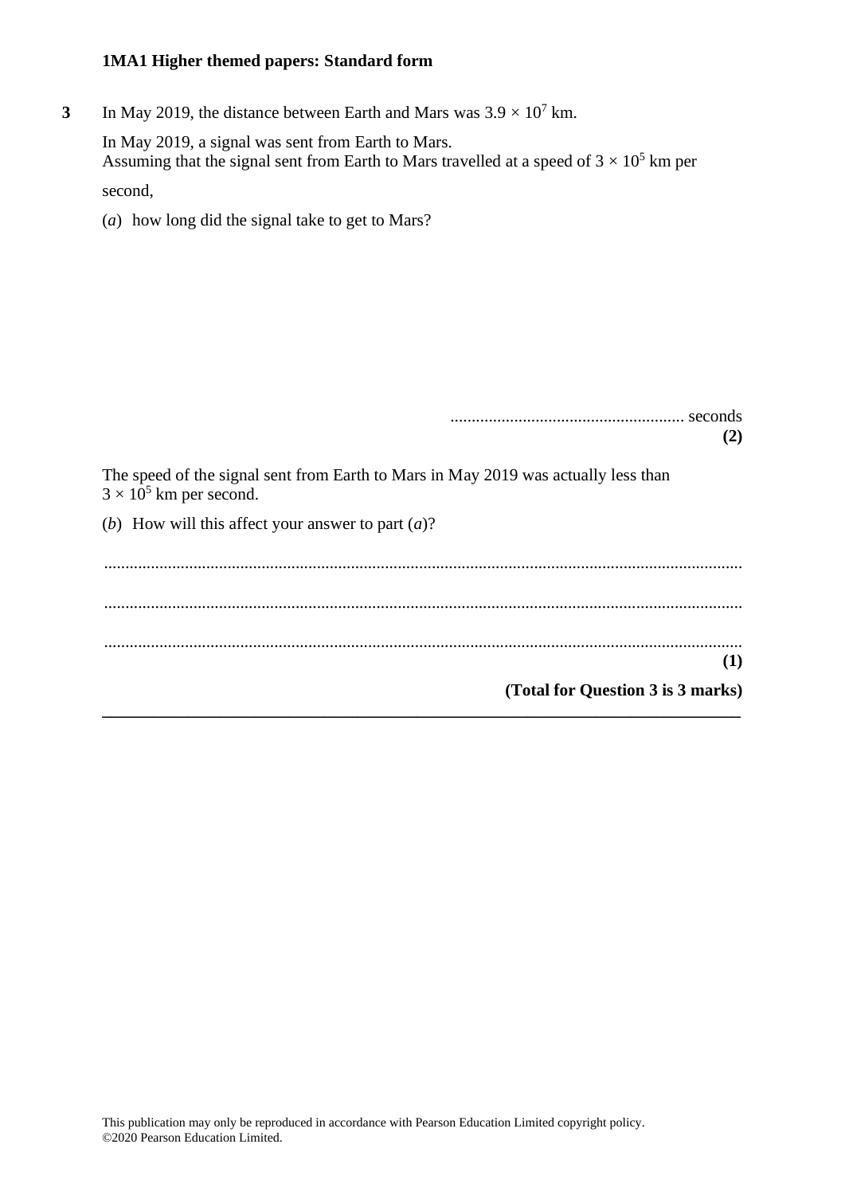**3** In May 2019, the distance between Earth and Mars was $3.9 \times 10^7$ km.

In May 2019, a signal was sent from Earth to Mars.
Assuming that the signal sent from Earth to Mars travelled at a speed of $3 \times 10^5$ km per second,

(*a*) how long did the signal take to get to Mars?

....................................................... seconds
**(2)**

The speed of the signal sent from Earth to Mars in May 2019 was actually less than $3 \times 10^5$ km per second.

(*b*) How will this affect your answer to part (*a*)?

.......................................................................................................................................................

.......................................................................................................................................................

.......................................................................................................................................................
**(1)**

**(Total for Question 3 is 3 marks)**

---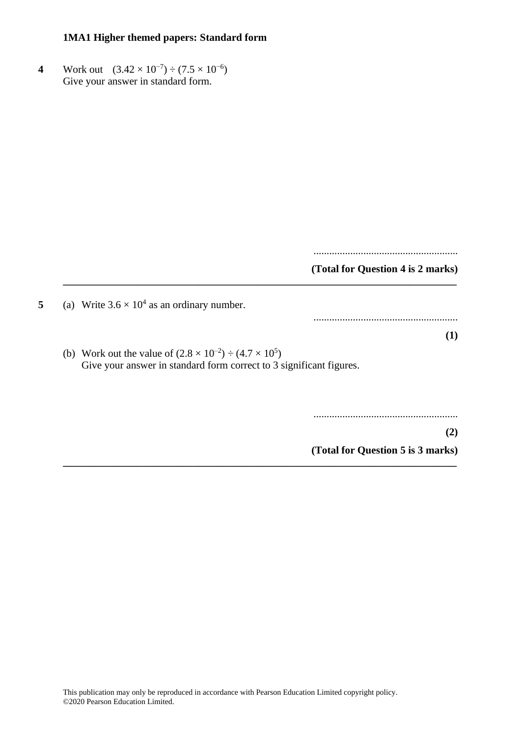**4** Work out $(3.42 \times 10^{-7}) \div (7.5 \times 10^{-6})$
Give your answer in standard form.

.......................................................

**(Total for Question 4 is 2 marks)**

---

**5** (a) Write $3.6 \times 10^{4}$ as an ordinary number.

.......................................................

**(1)**

(b) Work out the value of $(2.8 \times 10^{-2}) \div (4.7 \times 10^{5})$
Give your answer in standard form correct to 3 significant figures.

.......................................................

**(2)**

**(Total for Question 5 is 3 marks)**

---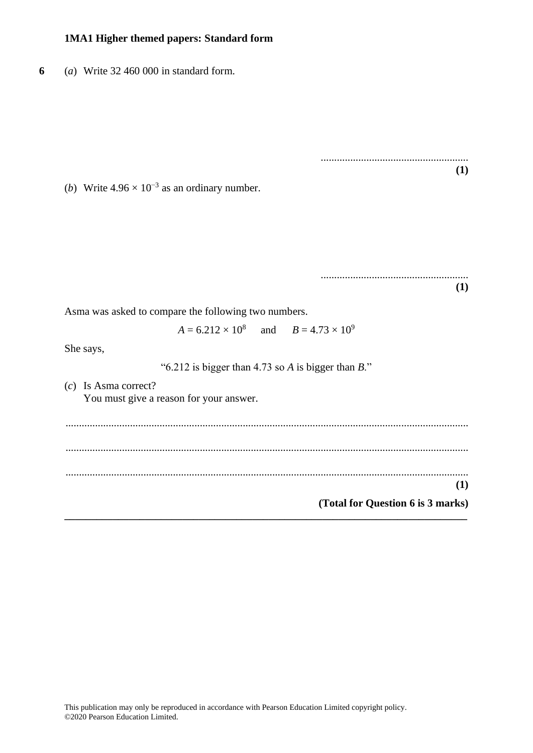**1MA1 Higher themed papers: Standard form**

**6** (*a*) Write 32 460 000 in standard form.

.......................................................
**(1)**

(*b*) Write $4.96 \times 10^{-3}$ as an ordinary number.

.......................................................
**(1)**

Asma was asked to compare the following two numbers.

$A = 6.212 \times 10^{8}$ and $B = 4.73 \times 10^{9}$

She says,

"6.212 is bigger than 4.73 so *A* is bigger than *B*."

(*c*) Is Asma correct?
You must give a reason for your answer.

.......................................................................................................................................................

.......................................................................................................................................................

.......................................................................................................................................................
**(1)**

**(Total for Question 6 is 3 marks)**

This publication may only be reproduced in accordance with Pearson Education Limited copyright policy.
©2020 Pearson Education Limited.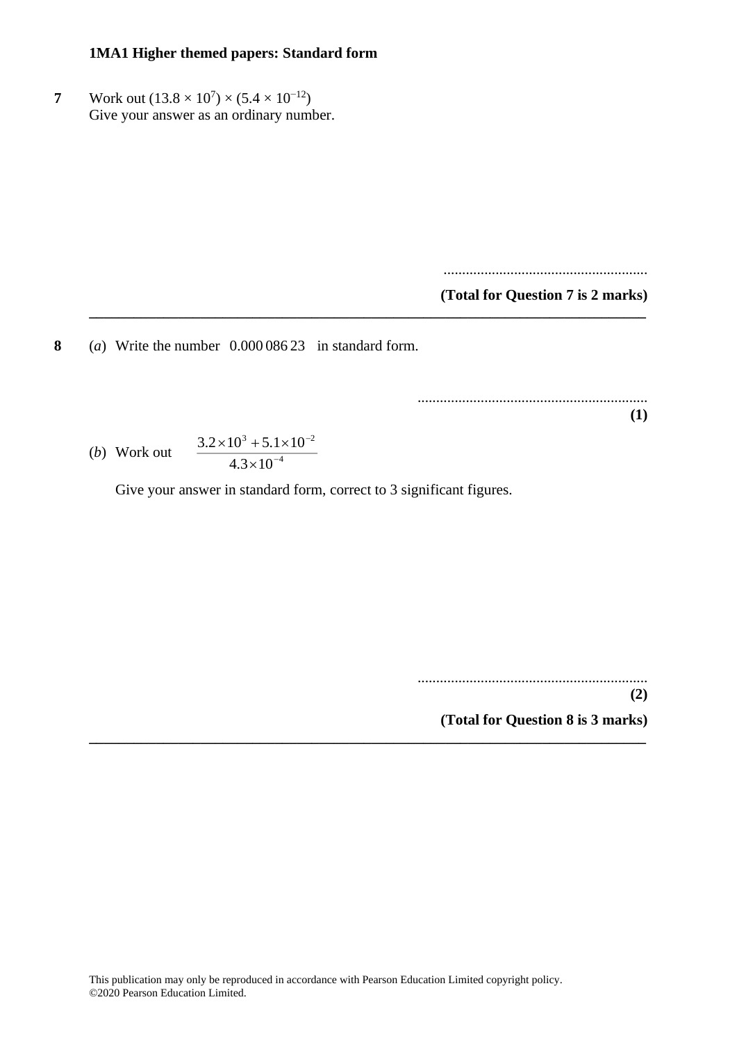**7** Work out $(13.8 \times 10^7) \times (5.4 \times 10^{-12})$
Give your answer as an ordinary number.

.......................................................

**(Total for Question 7 is 2 marks)**

---

**8** (*a*) Write the number $0.000\,086\,23$ in standard form.

.......................................................

**(1)**

(*b*) Work out $\dfrac{3.2 \times 10^3 + 5.1 \times 10^{-2}}{4.3 \times 10^{-4}}$

Give your answer in standard form, correct to 3 significant figures.

.......................................................

**(2)**

**(Total for Question 8 is 3 marks)**

---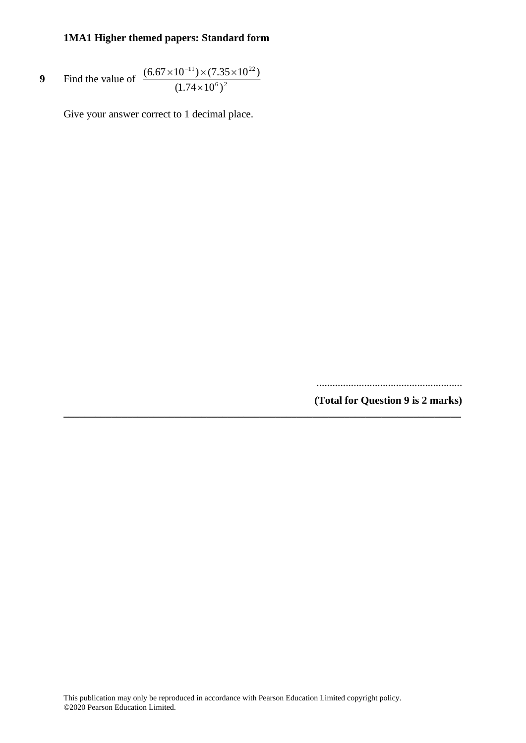**1MA1 Higher themed papers: Standard form**

**9** Find the value of $\dfrac{(6.67\times10^{-11})\times(7.35\times10^{22})}{(1.74\times10^{6})^2}$

Give your answer correct to 1 decimal place.

.......................................................

**(Total for Question 9 is 2 marks)**

This publication may only be reproduced in accordance with Pearson Education Limited copyright policy.
©2020 Pearson Education Limited.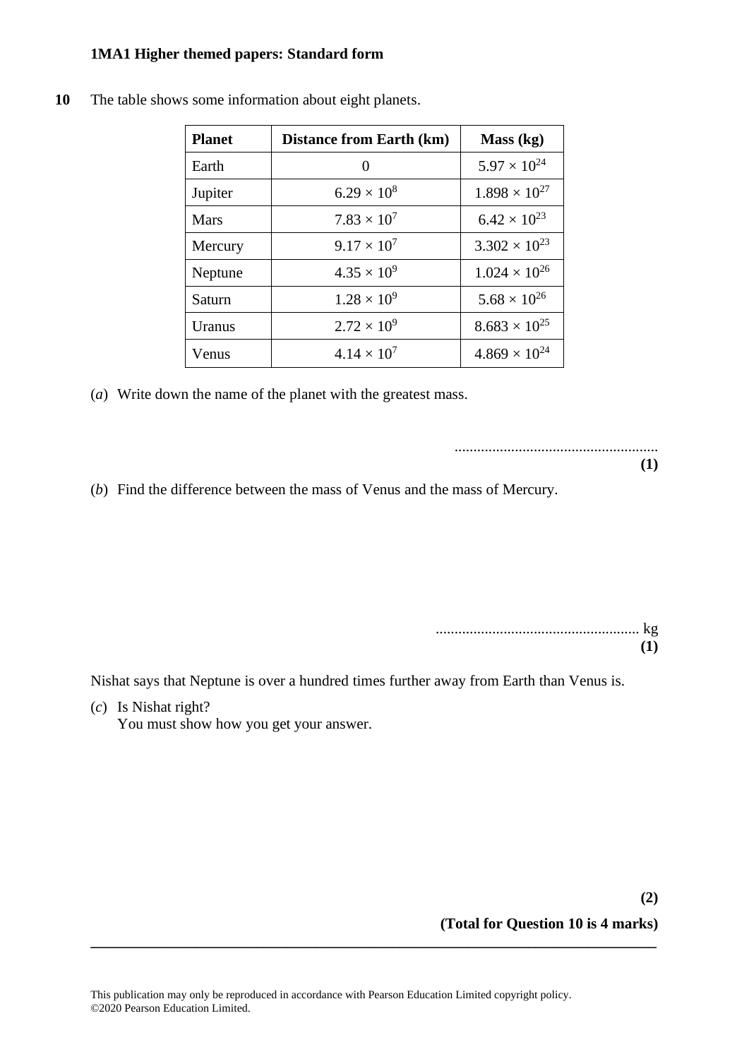**10** The table shows some information about eight planets.

| Planet | Distance from Earth (km) | Mass (kg) |
|---|---|---|
| Earth | 0 | $5.97 \times 10^{24}$ |
| Jupiter | $6.29 \times 10^{8}$ | $1.898 \times 10^{27}$ |
| Mars | $7.83 \times 10^{7}$ | $6.42 \times 10^{23}$ |
| Mercury | $9.17 \times 10^{7}$ | $3.302 \times 10^{23}$ |
| Neptune | $4.35 \times 10^{9}$ | $1.024 \times 10^{26}$ |
| Saturn | $1.28 \times 10^{9}$ | $5.68 \times 10^{26}$ |
| Uranus | $2.72 \times 10^{9}$ | $8.683 \times 10^{25}$ |
| Venus | $4.14 \times 10^{7}$ | $4.869 \times 10^{24}$ |

(*a*) Write down the name of the planet with the greatest mass.

......................................................
**(1)**

(*b*) Find the difference between the mass of Venus and the mass of Mercury.

...................................................... kg
**(1)**

Nishat says that Neptune is over a hundred times further away from Earth than Venus is.

(*c*) Is Nishat right?
You must show how you get your answer.

**(2)**

**(Total for Question 10 is 4 marks)**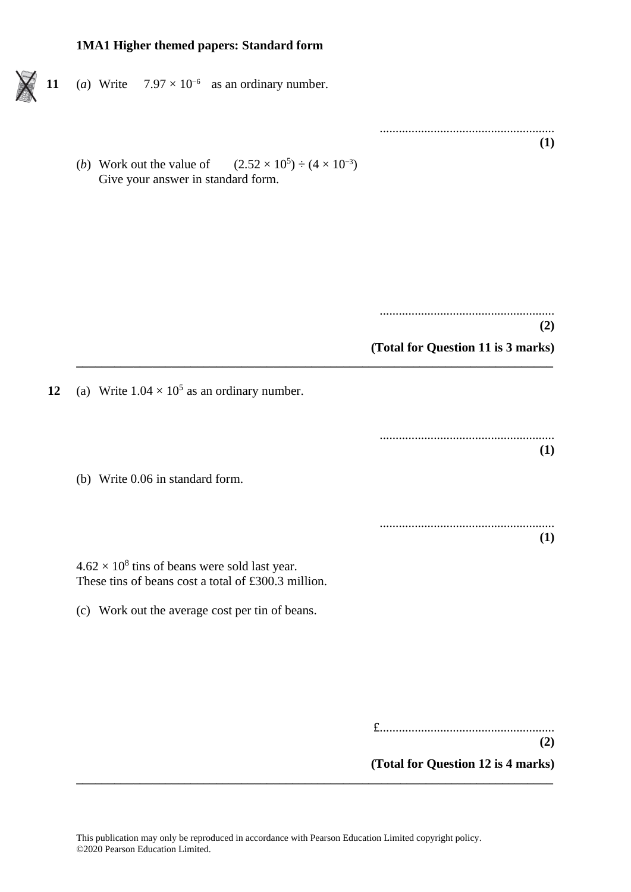**1MA1 Higher themed papers: Standard form**

**11** (*a*) Write $7.97 \times 10^{-6}$ as an ordinary number.

.......................................................
**(1)**

(*b*) Work out the value of $(2.52 \times 10^{5}) \div (4 \times 10^{-3})$
Give your answer in standard form.

.......................................................
**(2)**

**(Total for Question 11 is 3 marks)**

---

**12** (a) Write $1.04 \times 10^{5}$ as an ordinary number.

.......................................................
**(1)**

(b) Write 0.06 in standard form.

.......................................................
**(1)**

$4.62 \times 10^{8}$ tins of beans were sold last year.
These tins of beans cost a total of £300.3 million.

(c) Work out the average cost per tin of beans.

£.......................................................
**(2)**

**(Total for Question 12 is 4 marks)**

---

This publication may only be reproduced in accordance with Pearson Education Limited copyright policy.
©2020 Pearson Education Limited.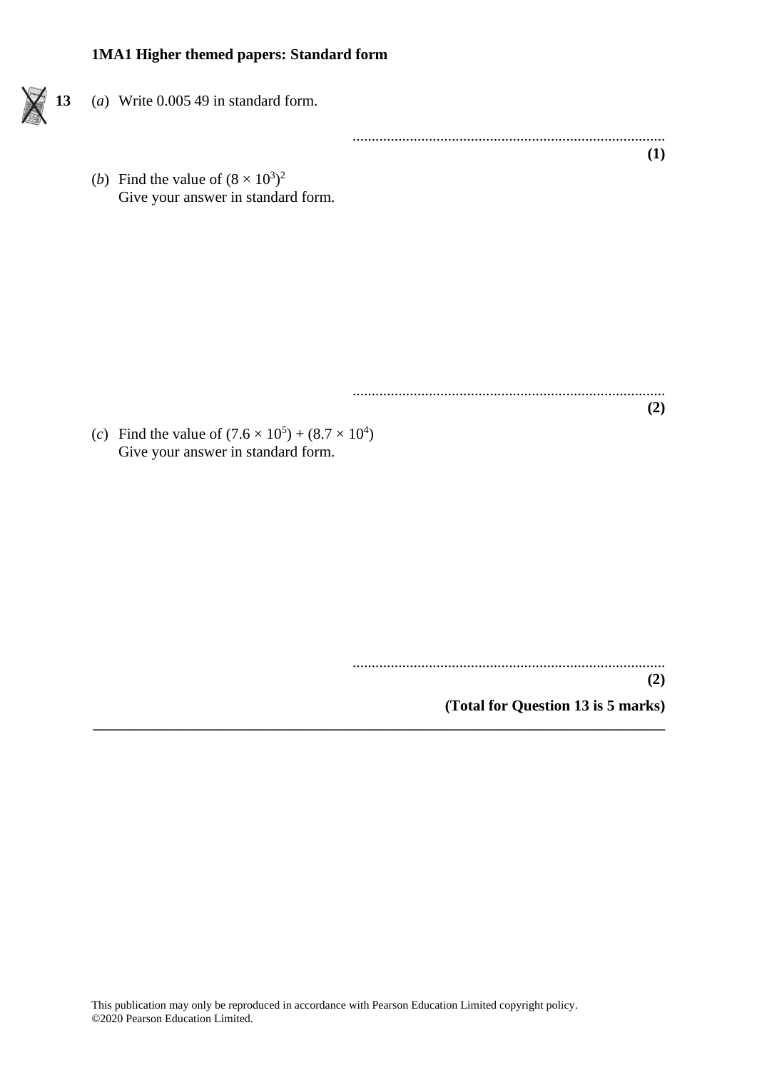**1MA1 Higher themed papers: Standard form**

**13** (*a*) Write 0.005 49 in standard form.

.......................................................................................
**(1)**

(*b*) Find the value of $(8 \times 10^3)^2$
Give your answer in standard form.

.......................................................................................
**(2)**

(*c*) Find the value of $(7.6 \times 10^5) + (8.7 \times 10^4)$
Give your answer in standard form.

.......................................................................................
**(2)**

**(Total for Question 13 is 5 marks)**

---

This publication may only be reproduced in accordance with Pearson Education Limited copyright policy.
©2020 Pearson Education Limited.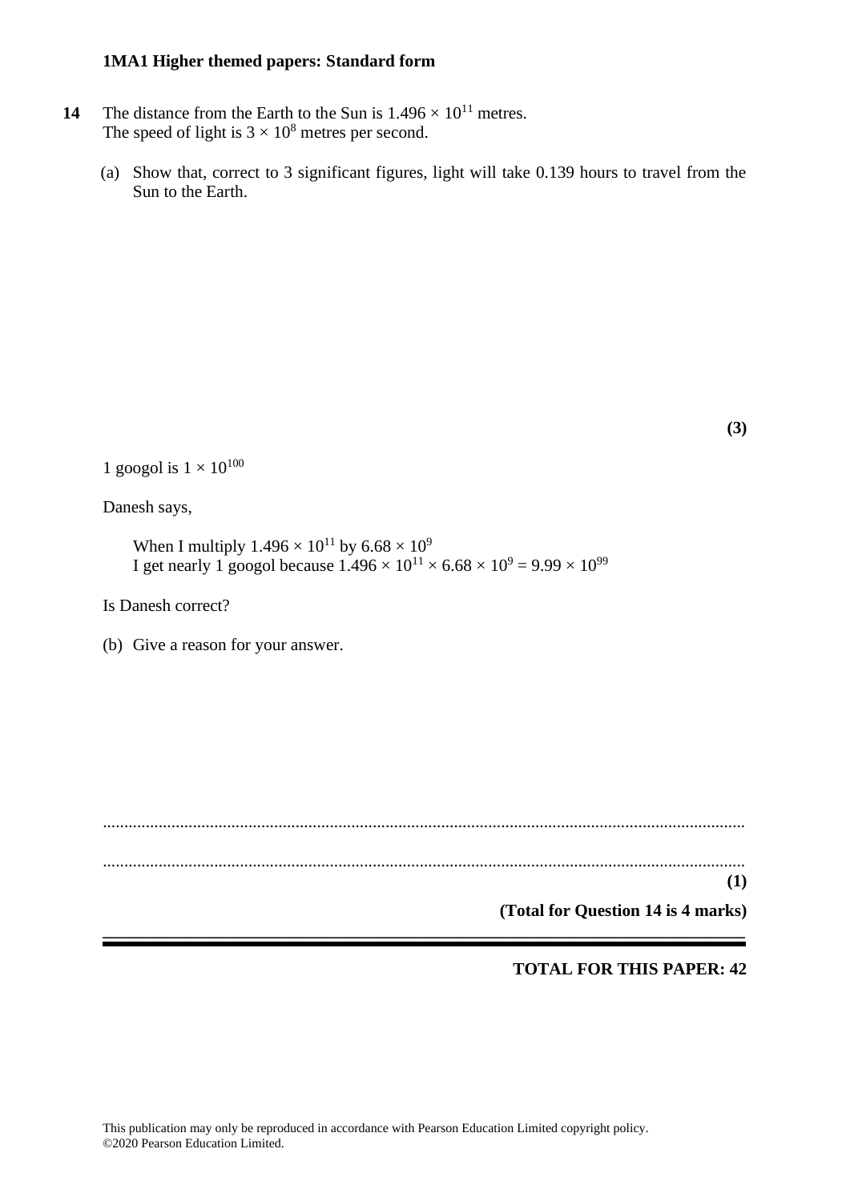**14** The distance from the Earth to the Sun is $1.496 \times 10^{11}$ metres.
The speed of light is $3 \times 10^{8}$ metres per second.

(a) Show that, correct to 3 significant figures, light will take 0.139 hours to travel from the Sun to the Earth.

**(3)**

1 googol is $1 \times 10^{100}$

Danesh says,

> When I multiply $1.496 \times 10^{11}$ by $6.68 \times 10^{9}$
> I get nearly 1 googol because $1.496 \times 10^{11} \times 6.68 \times 10^{9} = 9.99 \times 10^{99}$

Is Danesh correct?

(b) Give a reason for your answer.

....................................................................................................................................................

....................................................................................................................................................

**(1)**

**(Total for Question 14 is 4 marks)**

---

**TOTAL FOR THIS PAPER: 42**

This publication may only be reproduced in accordance with Pearson Education Limited copyright policy.
©2020 Pearson Education Limited.